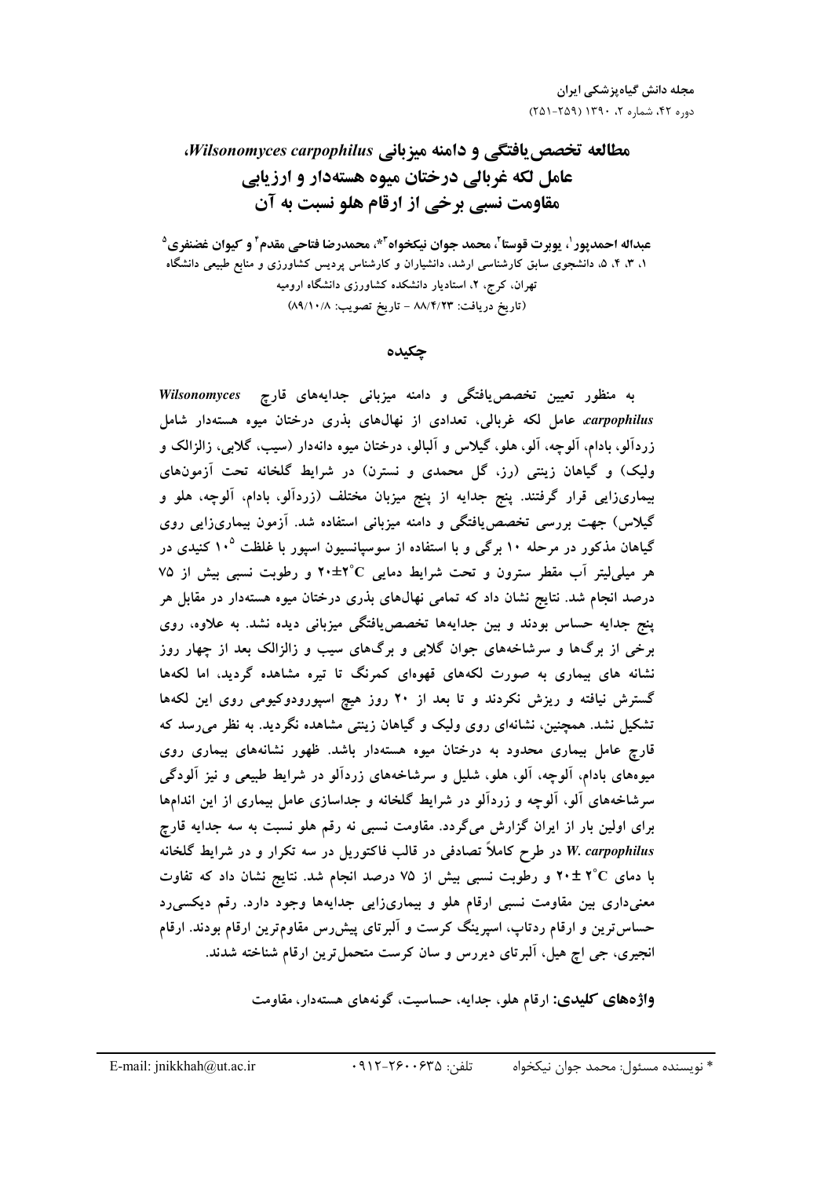# مطالعه تخصص‌یافتگی و دامنه میزبانی *Wilsonomyces carpophilus*، عامل لکه غربالی درختان میوه هسته‌دار و ارزیابی مقاومت نسبی برخی از ارقام هلو نسبت به آن

**عبداله احمدپور[1]، یوبرت قوستا[2]، محمد جوان نیکخواه[3]*، محمدرضا فتاحی مقدم[4] و کیوان غضنفری[5]**

۱، ۳، ۴، ۵، دانشجوی سابق کارشناسی ارشد، دانشیاران و کارشناس پردیس کشاورزی و منابع طبیعی دانشگاه تهران، کرج، ۲، استادیار دانشکده کشاورزی دانشگاه ارومیه

(تاریخ دریافت: ۸۸/۴/۲۳ - تاریخ تصویب: ۸۹/۱۰/۸)

## چکیده

به منظور تعیین تخصص‌یافتگی و دامنه میزبانی جدایه‌های قارچ *Wilsonomyces carpophilus*، عامل لکه غربالی، تعدادی از نهال‌های بذری درختان میوه هسته‌دار شامل زردآلو، بادام، آلوچه، آلو، هلو، گیلاس و آلبالو، درختان میوه دانه‌دار (سیب، گلابی، زالزالک و ولیک) و گیاهان زینتی (رز، گل محمدی و نسترن) در شرایط گلخانه تحت آزمون‌های بیماری‌زایی قرار گرفتند. پنج جدایه از پنج میزبان مختلف (زردآلو، بادام، آلوچه، هلو و گیلاس) جهت بررسی تخصص‌یافتگی و دامنه میزبانی استفاده شد. آزمون بیماری‌زایی روی گیاهان مذکور در مرحله ۱۰ برگی و با استفاده از سوسپانسیون اسپور با غلظت $10^5$ کنیدی در هر میلی‌لیتر آب مقطر سترون و تحت شرایط دمایی $20\pm2^{\circ}C$ و رطوبت نسبی بیش از ۷۵ درصد انجام شد. نتایج نشان داد که تمامی نهال‌های بذری درختان میوه هسته‌دار در مقابل هر پنج جدایه حساس بودند و بین جدایه‌ها تخصص‌یافتگی میزبانی دیده نشد. به علاوه، روی برخی از برگ‌ها و سرشاخه‌های جوان گلابی و برگ‌های سیب و زالزالک بعد از چهار روز نشانه های بیماری به صورت لکه‌های قهوه‌ای کمرنگ تا تیره مشاهده گردید، اما لکه‌ها گسترش نیافته و ریزش نکردند و تا بعد از ۲۰ روز هیچ اسپورودوکیومی روی این لکه‌ها تشکیل نشد. همچنین، نشانه‌ای روی ولیک و گیاهان زینتی مشاهده نگردید. به نظر می‌رسد که قارچ عامل بیماری محدود به درختان میوه هسته‌دار باشد. ظهور نشانه‌های بیماری روی میوه‌های بادام، آلوچه، آلو، هلو، شلیل و سرشاخه‌های زردآلو در شرایط طبیعی و نیز آلودگی سرشاخه‌های آلو، آلوچه و زردآلو در شرایط گلخانه و جداسازی عامل بیماری از این اندام‌ها برای اولین بار از ایران گزارش می‌گردد. مقاومت نسبی نه رقم هلو نسبت به سه جدایه قارچ *W. carpophilus* در طرح کاملاً تصادفی در قالب فاکتوریل در سه تکرار و در شرایط گلخانه با دمای $20\pm2^{\circ}C$ و رطوبت نسبی بیش از ۷۵ درصد انجام شد. نتایج نشان داد که تفاوت معنی‌داری بین مقاومت نسبی ارقام هلو و بیماری‌زایی جدایه‌ها وجود دارد. رقم دیکسی‌رد حساس‌ترین و ارقام ردتاپ، اسپرینگ کرست و آلبرتای پیش‌رس مقاوم‌ترین ارقام بودند. ارقام انجیری، جی اچ هیل، آلبرتای دیررس و سان کرست متحمل‌ترین ارقام شناخته شدند.

**واژه‌های کلیدی:** ارقام هلو، جدایه، حساسیت، گونه‌های هسته‌دار، مقاومت

---

\* نویسنده مسئول: محمد جوان نیکخواه تلفن: ۰۹۱۲-۲۶۰۰۶۳۵ E-mail: jnikkhah@ut.ac.ir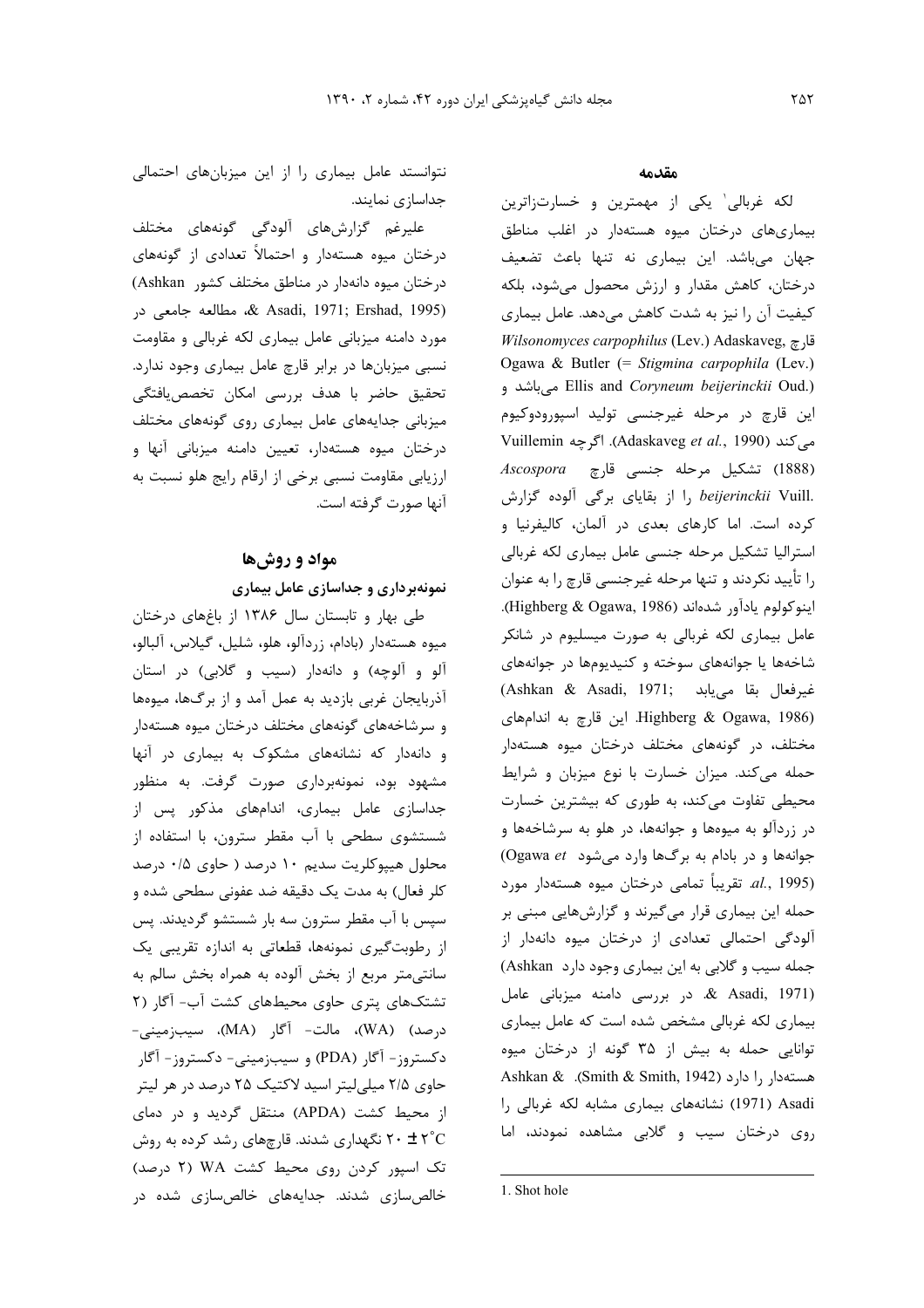## مقدمه

لکه غربالی[1] یکی از مهمترین و خسارت‌زاترین بیماری‌های درختان میوه هسته‌دار در اغلب مناطق جهان می‌باشد. این بیماری نه تنها باعث تضعیف درختان، کاهش مقدار و ارزش محصول می‌شود، بلکه کیفیت آن را نیز به شدت کاهش می‌دهد. عامل بیماری قارچ *Wilsonomyces carpophilus* (Lev.) Adaskaveg, Ogawa & Butler (= *Stigmina carpophila* (Lev.) Ellis and *Coryneum beijerinckii* Oud.) می‌باشد و این قارچ در مرحله غیرجنسی تولید اسپورودوکیوم می‌کند (Adaskaveg *et al.*, 1990). اگرچه Vuillemin (1888) تشکیل مرحله جنسی قارچ *Ascospora beijerinckii* Vuill. را از بقایای برگی آلوده گزارش کرده است. اما کارهای بعدی در آلمان، کالیفرنیا و استرالیا تشکیل مرحله جنسی عامل بیماری لکه غربالی را تأیید نکردند و تنها مرحله غیرجنسی قارچ را به عنوان اینوکولوم یادآور شده‌اند (Highberg & Ogawa, 1986). عامل بیماری لکه غربالی به صورت میسلیوم در شانکر شاخه‌ها یا جوانه‌های سوخته و کنیدیوم‌ها در جوانه‌های غیرفعال بقا می‌یابد (Ashkan & Asadi, 1971; Highberg & Ogawa, 1986). این قارچ به اندام‌های مختلف، در گونه‌های مختلف درختان میوه هسته‌دار حمله می‌کند. میزان خسارت با نوع میزبان و شرایط محیطی تفاوت می‌کند، به طوری که بیشترین خسارت در زردآلو به میوه‌ها و جوانه‌ها، در هلو به سرشاخه‌ها و جوانه‌ها و در بادام به برگ‌ها وارد می‌شود (Ogawa *et al.*, 1995). تقریباً تمامی درختان میوه هسته‌دار مورد حمله این بیماری قرار می‌گیرند و گزارش‌هایی مبنی بر آلودگی احتمالی تعدادی از درختان میوه دانه‌دار از جمله سیب و گلابی به این بیماری وجود دارد (Ashkan & Asadi, 1971). در بررسی دامنه میزبانی عامل بیماری لکه غربالی مشخص شده است که عامل بیماری توانایی حمله به بیش از ۳۵ گونه از درختان میوه هسته‌دار را دارد (Smith & Smith, 1942). Ashkan & Asadi (1971) نشانه‌های بیماری مشابه لکه غربالی را روی درختان سیب و گلابی مشاهده نمودند، اما نتوانستند عامل بیماری را از این میزبان‌های احتمالی جداسازی نمایند.

علیرغم گزارش‌های آلودگی گونه‌های مختلف درختان میوه هسته‌دار و احتمالاً تعدادی از گونه‌های درختان میوه دانه‌دار در مناطق مختلف کشور (Ashkan & Asadi, 1971; Ershad, 1995)، مطالعه جامعی در مورد دامنه میزبانی عامل بیماری لکه غربالی و مقاومت نسبی میزبان‌ها در برابر قارچ عامل بیماری وجود ندارد. تحقیق حاضر با هدف بررسی امکان تخصص‌یافتگی میزبانی جدایه‌های عامل بیماری روی گونه‌های مختلف درختان میوه هسته‌دار، تعیین دامنه میزبانی آنها و ارزیابی مقاومت نسبی برخی از ارقام رایج هلو نسبت به آنها صورت گرفته است.

## مواد و روش‌ها

### نمونه‌برداری و جداسازی عامل بیماری

طی بهار و تابستان سال ۱۳۸۶ از باغ‌های درختان میوه هسته‌دار (بادام، زردآلو، هلو، شلیل، گیلاس، آلبالو، آلو و آلوچه) و دانه‌دار (سیب و گلابی) در استان آذربایجان غربی بازدید به عمل آمد و از برگ‌ها، میوه‌ها و سرشاخه‌های گونه‌های مختلف درختان میوه هسته‌دار و دانه‌دار که نشانه‌های مشکوک به بیماری در آنها مشهود بود، نمونه‌برداری صورت گرفت. به منظور جداسازی عامل بیماری، اندام‌های مذکور پس از شستشوی سطحی با آب مقطر سترون، با استفاده از محلول هیپوکلریت سدیم ۱۰ درصد ( حاوی ۰/۵ درصد کلر فعال) به مدت یک دقیقه ضد عفونی سطحی شده و سپس با آب مقطر سترون سه بار شستشو گردیدند. پس از رطوبت‌گیری نمونه‌ها، قطعاتی به اندازه تقریبی یک سانتی‌متر مربع از بخش آلوده به همراه بخش سالم به تشتک‌های پتری حاوی محیط‌های کشت آب- آگار (۲ درصد) (WA)، مالت- آگار (MA)، سیب‌زمینی- دکستروز- آگار (PDA) و سیب‌زمینی- دکستروز- آگار حاوی ۲/۵ میلی‌لیتر اسید لاکتیک ۲۵ درصد در هر لیتر از محیط کشت (APDA) منتقل گردید و در دمای ۲۰ ± ۲°C نگهداری شدند. قارچ‌های رشد کرده به روش تک اسپور کردن روی محیط کشت WA (۲ درصد) خالص‌سازی شدند. جدایه‌های خالص‌سازی شده در

---

1. Shot hole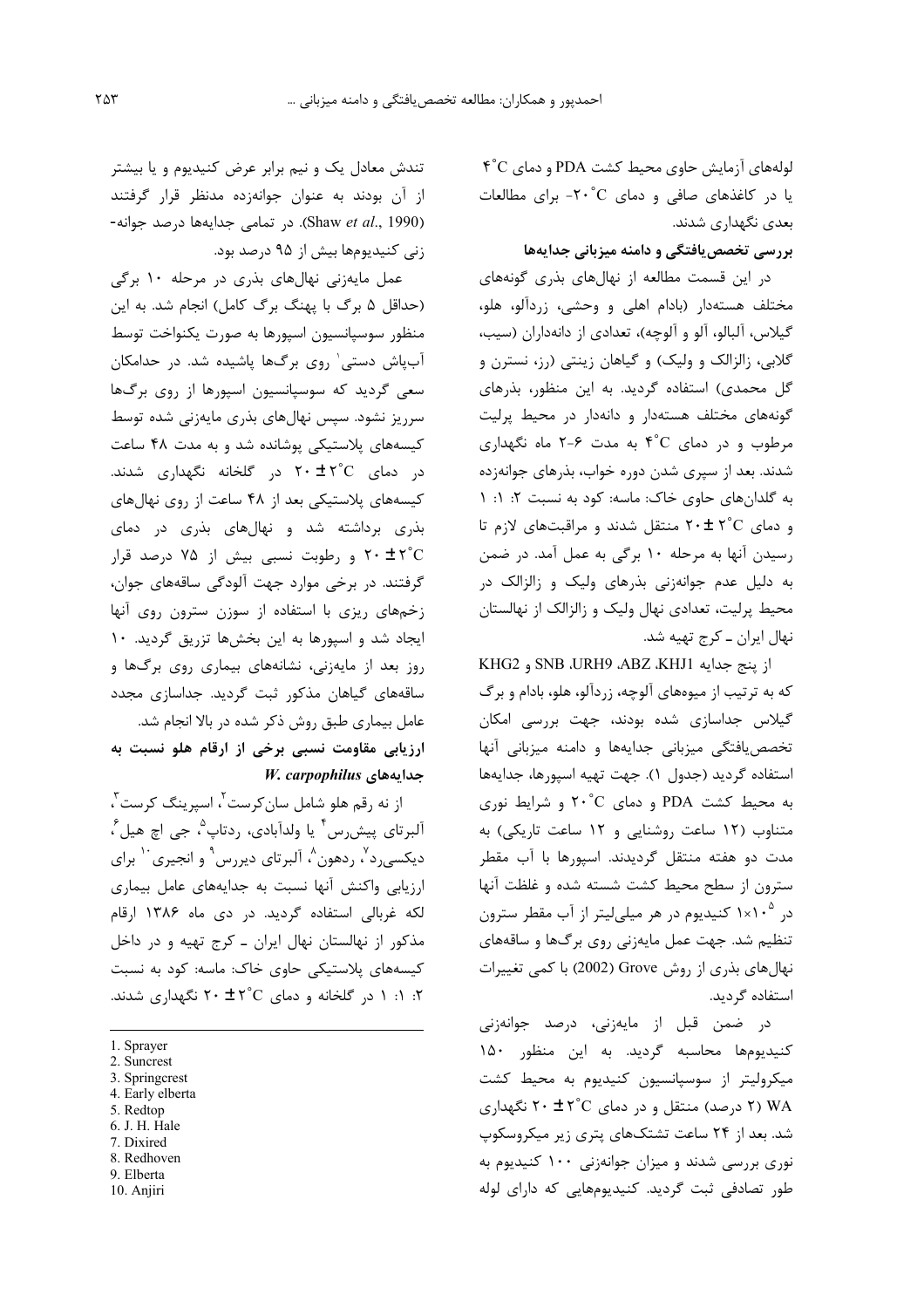لوله‌های آزمایش حاوی محیط کشت PDA و دمای $4^{\circ}C$ یا در کاغذهای صافی و دمای $-20^{\circ}C$ برای مطالعات بعدی نگهداری شدند.

**بررسی تخصص‌یافتگی و دامنه میزبانی جدایه‌ها**

در این قسمت مطالعه از نهال‌های بذری گونه‌های مختلف هسته‌دار (بادام اهلی و وحشی، زردآلو، هلو، گیلاس، آلبالو، آلو و آلوچه)، تعدادی از دانه‌داران (سیب، گلابی، زالزالک و ولیک) و گیاهان زینتی (رز، نسترن و گل محمدی) استفاده گردید. به این منظور، بذرهای گونه‌های مختلف هسته‌دار و دانه‌دار در محیط پرلیت مرطوب و در دمای $4^{\circ}C$ به مدت ۶-۲ ماه نگهداری شدند. بعد از سپری شدن دوره خواب، بذرهای جوانه‌زده به گلدان‌های حاوی خاک: ماسه: کود به نسبت ۲: ۱: ۱ و دمای $20 \pm 2^{\circ}C$ منتقل شدند و مراقبت‌های لازم تا رسیدن آنها به مرحله ۱۰ برگی به عمل آمد. در ضمن به دلیل عدم جوانه‌زنی بذرهای ولیک و زالزالک در محیط پرلیت، تعدادی نهال ولیک و زالزالک از نهالستان نهال ایران ـ کرج تهیه شد.

از پنج جدایه KHJ1، ABZ، URH9، SNB و KHG2 که به ترتیب از میوه‌های آلوچه، زردآلو، هلو، بادام و برگ گیلاس جداسازی شده بودند، جهت بررسی امکان تخصص‌یافتگی میزبانی جدایه‌ها و دامنه میزبانی آنها استفاده گردید (جدول ۱). جهت تهیه اسپورها، جدایه‌ها به محیط کشت PDA و دمای $20^{\circ}C$ و شرایط نوری متناوب (۱۲ ساعت روشنایی و ۱۲ ساعت تاریکی) به مدت دو هفته منتقل گردیدند. اسپورها با آب مقطر سترون از سطح محیط کشت شسته شده و غلظت آنها در $1 \times 10^{5}$ کنیدیوم در هر میلی‌لیتر از آب مقطر سترون تنظیم شد. جهت عمل مایه‌زنی روی برگ‌ها و ساقه‌های نهال‌های بذری از روش Grove (2002) با کمی تغییرات استفاده گردید.

در ضمن قبل از مایه‌زنی، درصد جوانه‌زنی کنیدیوم‌ها محاسبه گردید. به این منظور ۱۵۰ میکرولیتر از سوسپانسیون کنیدیوم به محیط کشت WA (۲ درصد) منتقل و در دمای $20 \pm 2^{\circ}C$ نگهداری شد. بعد از ۲۴ ساعت تشتک‌های پتری زیر میکروسکوپ نوری بررسی شدند و میزان جوانه‌زنی ۱۰۰ کنیدیوم به طور تصادفی ثبت گردید. کنیدیوم‌هایی که دارای لوله تندش معادل یک و نیم برابر عرض کنیدیوم و یا بیشتر از آن بودند به عنوان جوانه‌زده مدنظر قرار گرفتند (Shaw *et al*., 1990). در تمامی جدایه‌ها درصد جوانه‌زنی کنیدیوم‌ها بیش از ۹۵ درصد بود.

عمل مایه‌زنی نهال‌های بذری در مرحله ۱۰ برگی (حداقل ۵ برگ با پهنگ برگ کامل) انجام شد. به این منظور سوسپانسیون اسپورها به صورت یکنواخت توسط آب‌پاش دستی[1] روی برگ‌ها پاشیده شد. در حدامکان سعی گردید که سوسپانسیون اسپورها از روی برگ‌ها سرریز نشود. سپس نهال‌های بذری مایه‌زنی شده توسط کیسه‌های پلاستیکی پوشانده شد و به مدت ۴۸ ساعت در دمای $20 \pm 2^{\circ}C$ در گلخانه نگهداری شدند. کیسه‌های پلاستیکی بعد از ۴۸ ساعت از روی نهال‌های بذری برداشته شد و نهال‌های بذری در دمای $20 \pm 2^{\circ}C$ و رطوبت نسبی بیش از ۷۵ درصد قرار گرفتند. در برخی موارد جهت آلودگی ساقه‌های جوان، زخم‌های ریزی با استفاده از سوزن سترون روی آنها ایجاد شد و اسپورها به این بخش‌ها تزریق گردید. ۱۰ روز بعد از مایه‌زنی، نشانه‌های بیماری روی برگ‌ها و ساقه‌های گیاهان مذکور ثبت گردید. جداسازی مجدد عامل بیماری طبق روش ذکر شده در بالا انجام شد.

**ارزیابی مقاومت نسبی برخی از ارقام هلو نسبت به جدایه‌های *W. carpophilus***

از نه رقم هلو شامل سان‌کرست[2]، اسپرینگ کرست[3]، آلبرتای پیش‌رس[4] یا ولدآبادی، ردتاپ[5]، جی اچ هیل[6]، دیکسی‌رد[7]، ردهون[8]، آلبرتای دیررس[9] و انجیری[10] برای ارزیابی واکنش آنها نسبت به جدایه‌های عامل بیماری لکه غربالی استفاده گردید. در دی ماه ۱۳۸۶ ارقام مذکور از نهالستان نهال ایران ـ کرج تهیه و در داخل کیسه‌های پلاستیکی حاوی خاک: ماسه: کود به نسبت ۲: ۱: ۱ در گلخانه و دمای $20 \pm 2^{\circ}C$ نگهداری شدند.

---

1. Sprayer
2. Suncrest
3. Springcrest
4. Early elberta
5. Redtop
6. J. H. Hale
7. Dixired
8. Redhoven
9. Elberta
10. Anjiri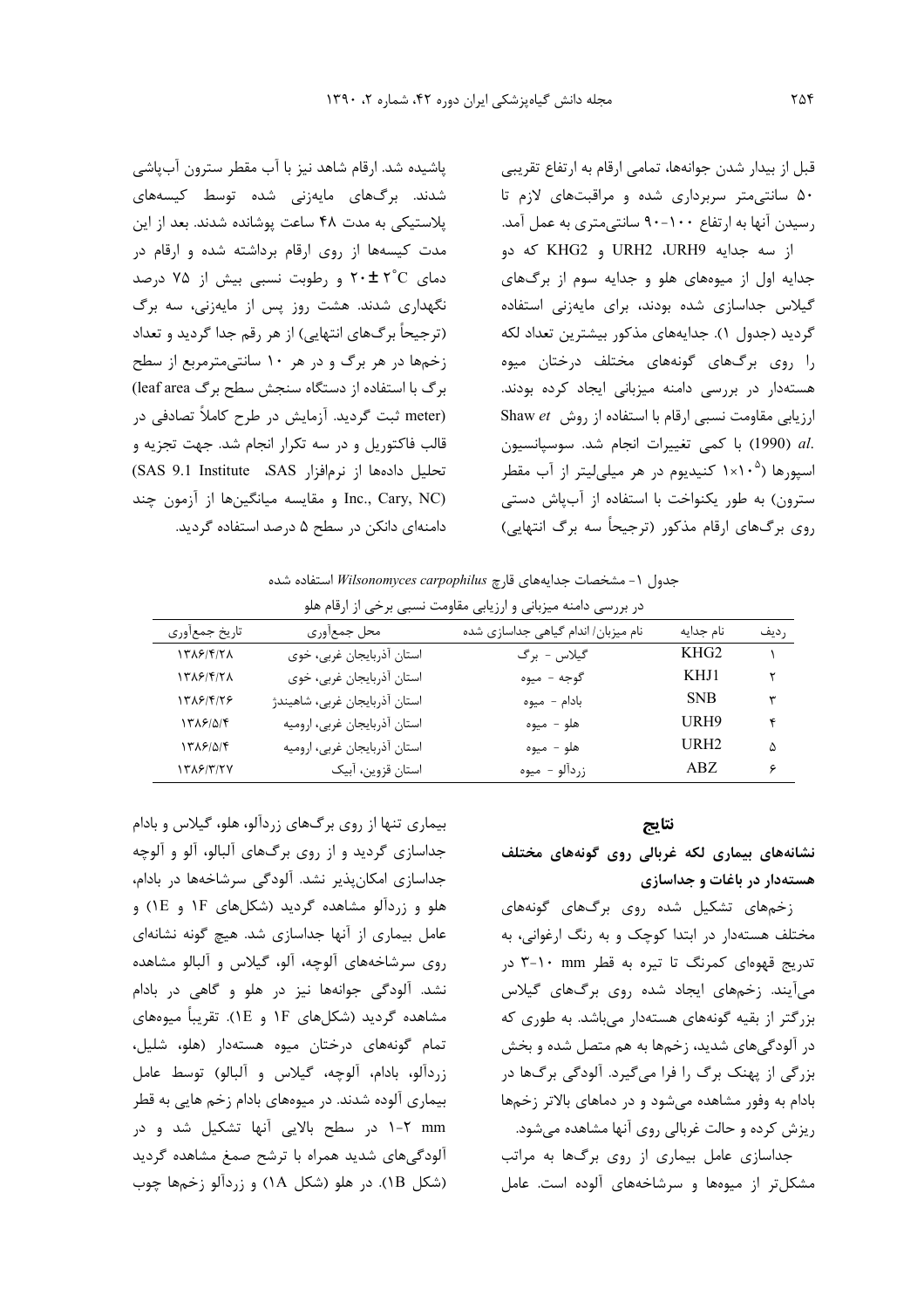قبل از بیدار شدن جوانه‌ها، تمامی ارقام به ارتفاع تقریبی ۵۰ سانتی‌متر سربرداری شده و مراقبت‌های لازم تا رسیدن آنها به ارتفاع ۱۰۰-۹۰ سانتی‌متری به عمل آمد.

از سه جدایه URH9، URH2 و KHG2 که دو جدایه اول از میوه‌های هلو و جدایه سوم از برگ‌های گیلاس جداسازی شده بودند، برای مایه‌زنی استفاده گردید (جدول ۱). جدایه‌های مذکور بیشترین تعداد لکه را روی برگ‌های گونه‌های مختلف درختان میوه هسته‌دار در بررسی دامنه میزبانی ایجاد کرده بودند. ارزیابی مقاومت نسبی ارقام با استفاده از روش Shaw *et al.* (1990) با کمی تغییرات انجام شد. سوسپانسیون اسپورها ($1\times10^{5}$ کنیدیوم در هر میلی‌لیتر از آب مقطر سترون) به طور یکنواخت با استفاده از آب‌پاش دستی روی برگ‌های ارقام مذکور (ترجیحاً سه برگ انتهایی) پاشیده شد. ارقام شاهد نیز با آب مقطر سترون آب‌پاشی شدند. برگ‌های مایه‌زنی شده توسط کیسه‌های پلاستیکی به مدت ۴۸ ساعت پوشانده شدند. بعد از این مدت کیسه‌ها از روی ارقام برداشته شده و ارقام در دمای $20\pm2^{\circ}C$ و رطوبت نسبی بیش از ۷۵ درصد نگهداری شدند. هشت روز پس از مایه‌زنی، سه برگ (ترجیحاً برگ‌های انتهایی) از هر رقم جدا گردید و تعداد زخم‌ها در هر برگ و در هر ۱۰ سانتی‌مترمربع از سطح برگ با استفاده از دستگاه سنجش سطح برگ (leaf area meter) ثبت گردید. آزمایش در طرح کاملاً تصادفی در قالب فاکتوریل و در سه تکرار انجام شد. جهت تجزیه و تحلیل داده‌ها از نرم‌افزار SAS، (SAS 9.1 Institute Inc., Cary, NC) و مقایسه میانگین‌ها از آزمون چند دامنه‌ای دانکن در سطح ۵ درصد استفاده گردید.

جدول ۱- مشخصات جدایه‌های قارچ *Wilsonomyces carpophilus* استفاده شده در بررسی دامنه میزبانی و ارزیابی مقاومت نسبی برخی از ارقام هلو

| ردیف | نام جدایه | نام میزبان/ اندام گیاهی جداسازی شده | محل جمع‌آوری | تاریخ جمع‌آوری |
|---|---|---|---|---|
| ۱ | KHG2 | گیلاس - برگ | استان آذربایجان غربی، خوی | ۱۳۸۶/۴/۲۸ |
| ۲ | KHJ1 | گوجه - میوه | استان آذربایجان غربی، خوی | ۱۳۸۶/۴/۲۸ |
| ۳ | SNB | بادام - میوه | استان آذربایجان غربی، شاهیندژ | ۱۳۸۶/۴/۲۶ |
| ۴ | URH9 | هلو - میوه | استان آذربایجان غربی، ارومیه | ۱۳۸۶/۵/۴ |
| ۵ | URH2 | هلو - میوه | استان آذربایجان غربی، ارومیه | ۱۳۸۶/۵/۴ |
| ۶ | ABZ | زردآلو - میوه | استان قزوین، آبیک | ۱۳۸۶/۳/۲۷ |

## نتایج

### نشانه‌های بیماری لکه غربالی روی گونه‌های مختلف هسته‌دار در باغات و جداسازی

زخم‌های تشکیل شده روی برگ‌های گونه‌های مختلف هسته‌دار در ابتدا کوچک و به رنگ ارغوانی، به تدریج قهوه‌ای کمرنگ تا تیره به قطر mm ۱۰-۳ در می‌آیند. زخم‌های ایجاد شده روی برگ‌های گیلاس بزرگتر از بقیه گونه‌های هسته‌دار می‌باشد. به طوری که در آلودگی‌های شدید، زخم‌ها به هم متصل شده و بخش بزرگی از پهنک برگ را فرا می‌گیرد. آلودگی برگ‌ها در بادام به وفور مشاهده می‌شود و در دماهای بالاتر زخم‌ها ریزش کرده و حالت غربالی روی آنها مشاهده می‌شود.

جداسازی عامل بیماری از روی برگ‌ها به مراتب مشکل‌تر از میوه‌ها و سرشاخه‌های آلوده است. عامل بیماری تنها از روی برگ‌های زردآلو، هلو، گیلاس و بادام جداسازی گردید و از روی برگ‌های آلبالو، آلو و آلوچه جداسازی امکان‌پذیر نشد. آلودگی سرشاخه‌ها در بادام، هلو و زردآلو مشاهده گردید (شکل‌های 1F و 1E) و عامل بیماری از آنها جداسازی شد. هیچ گونه نشانه‌ای روی سرشاخه‌های آلوچه، آلو، گیلاس و آلبالو مشاهده نشد. آلودگی جوانه‌ها نیز در هلو و گاهی در بادام مشاهده گردید (شکل‌های 1F و 1E). تقریباً میوه‌های تمام گونه‌های درختان میوه هسته‌دار (هلو، شلیل، زردآلو، بادام، آلوچه، گیلاس و آلبالو) توسط عامل بیماری آلوده شدند. در میوه‌های بادام زخم هایی به قطر mm ۲-۱ در سطح بالایی آنها تشکیل شد و در آلودگی‌های شدید همراه با ترشح صمغ مشاهده گردید (شکل 1B). در هلو (شکل 1A) و زردآلو زخم‌ها چوب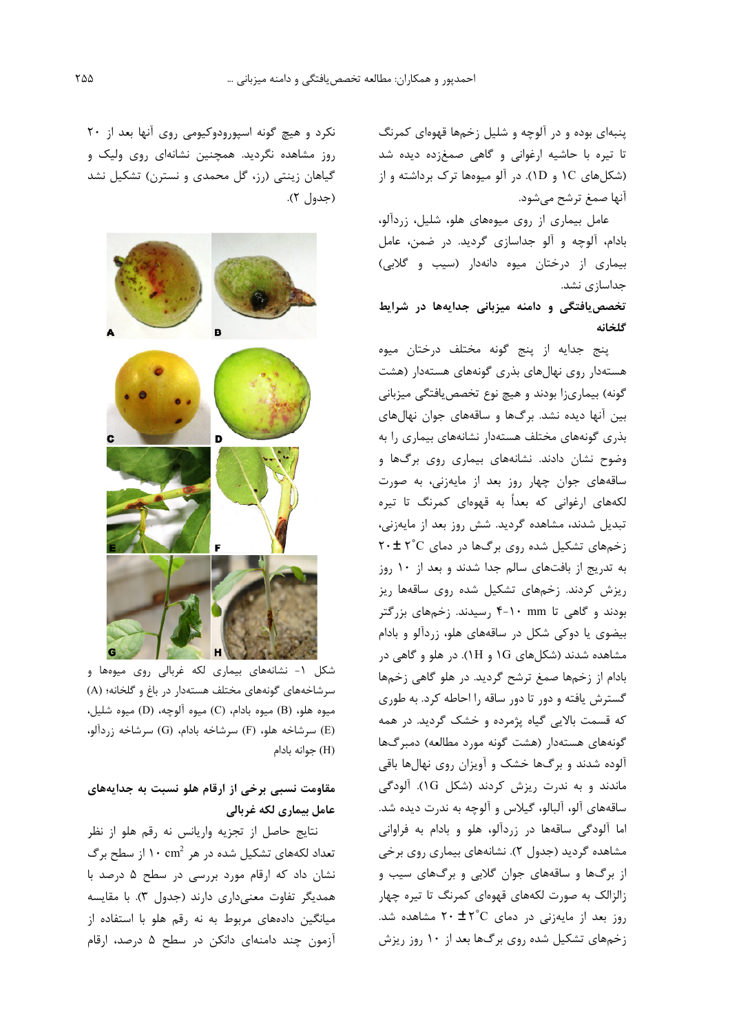پنبه‌ای بوده و در آلوچه و شلیل زخم‌ها قهوه‌ای کمرنگ تا تیره با حاشیه ارغوانی و گاهی صمغ‌زده دیده شد (شکل‌های 1C و 1D). در آلو میوه‌ها ترک برداشته و از آنها صمغ ترشح می‌شود.

عامل بیماری از روی میوه‌های هلو، شلیل، زردآلو، بادام، آلوچه و آلو جداسازی گردید. در ضمن، عامل بیماری از درختان میوه دانه‌دار (سیب و گلابی) جداسازی نشد.

**تخصص‌یافتگی و دامنه میزبانی جدایه‌ها در شرایط گلخانه**

پنج جدایه از پنج گونه مختلف درختان میوه هسته‌دار روی نهال‌های بذری گونه‌های هسته‌دار (هشت گونه) بیماری‌زا بودند و هیچ نوع تخصص‌یافتگی میزبانی بین آنها دیده نشد. برگ‌ها و ساقه‌های جوان نهال‌های بذری گونه‌های مختلف هسته‌دار نشانه‌های بیماری را به وضوح نشان دادند. نشانه‌های بیماری روی برگ‌ها و ساقه‌های جوان چهار روز بعد از مایه‌زنی، به صورت لکه‌های ارغوانی که بعداً به قهوه‌ای کمرنگ تا تیره تبدیل شدند، مشاهده گردید. شش روز بعد از مایه‌زنی، زخم‌های تشکیل شده روی برگ‌ها در دمای $20 \pm 2^{\circ}C$ به تدریج از بافت‌های سالم جدا شدند و بعد از ۱۰ روز ریزش کردند. زخم‌های تشکیل شده روی ساقه‌ها ریز بودند و گاهی تا mm ۱۰-۴ رسیدند. زخم‌های بزرگتر بیضوی یا دوکی شکل در ساقه‌های هلو، زردآلو و بادام مشاهده شدند (شکل‌های 1G و 1H). در هلو و گاهی در بادام از زخم‌ها صمغ ترشح گردید. در هلو گاهی زخم‌ها گسترش یافته و دور تا دور ساقه را احاطه کرد. به طوری که قسمت بالایی گیاه پژمرده و خشک گردید. در همه گونه‌های هسته‌دار (هشت گونه مورد مطالعه) دمبرگ‌ها آلوده شدند و برگ‌ها خشک و آویزان روی نهال‌ها باقی ماندند و به ندرت ریزش کردند (شکل 1G). آلودگی ساقه‌های آلو، آلبالو، گیلاس و آلوچه به ندرت دیده شد. اما آلودگی ساقه‌ها در زردآلو، هلو و بادام به فراوانی مشاهده گردید (جدول ۲). نشانه‌های بیماری روی برخی از برگ‌ها و ساقه‌های جوان گلابی و برگ‌های سیب و زالزالک به صورت لکه‌های قهوه‌ای کمرنگ تا تیره چهار روز بعد از مایه‌زنی در دمای $20 \pm 2^{\circ}C$ مشاهده شد. زخم‌های تشکیل شده روی برگ‌ها بعد از ۱۰ روز ریزش نکرد و هیچ گونه اسپورودوکیومی روی آنها بعد از ۲۰ روز مشاهده نگردید. همچنین نشانه‌ای روی ولیک و گیاهان زینتی (رز، گل محمدی و نسترن) تشکیل نشد (جدول ۲).

شکل ۱- نشانه‌های بیماری لکه غربالی روی میوه‌ها و سرشاخه‌های گونه‌های مختلف هسته‌دار در باغ و گلخانه؛ (A) میوه هلو، (B) میوه بادام، (C) میوه آلوچه، (D) میوه شلیل، (E) سرشاخه هلو، (F) سرشاخه بادام، (G) سرشاخه زردآلو، (H) جوانه بادام

**مقاومت نسبی برخی از ارقام هلو نسبت به جدایه‌های عامل بیماری لکه غربالی**

نتایج حاصل از تجزیه واریانس نه رقم هلو از نظر تعداد لکه‌های تشکیل شده در هر $10\ cm^2$ از سطح برگ نشان داد که ارقام مورد بررسی در سطح ۵ درصد با همدیگر تفاوت معنی‌داری دارند (جدول ۳). با مقایسه میانگین داده‌های مربوط به نه رقم هلو با استفاده از آزمون چند دامنه‌ای دانکن در سطح ۵ درصد، ارقام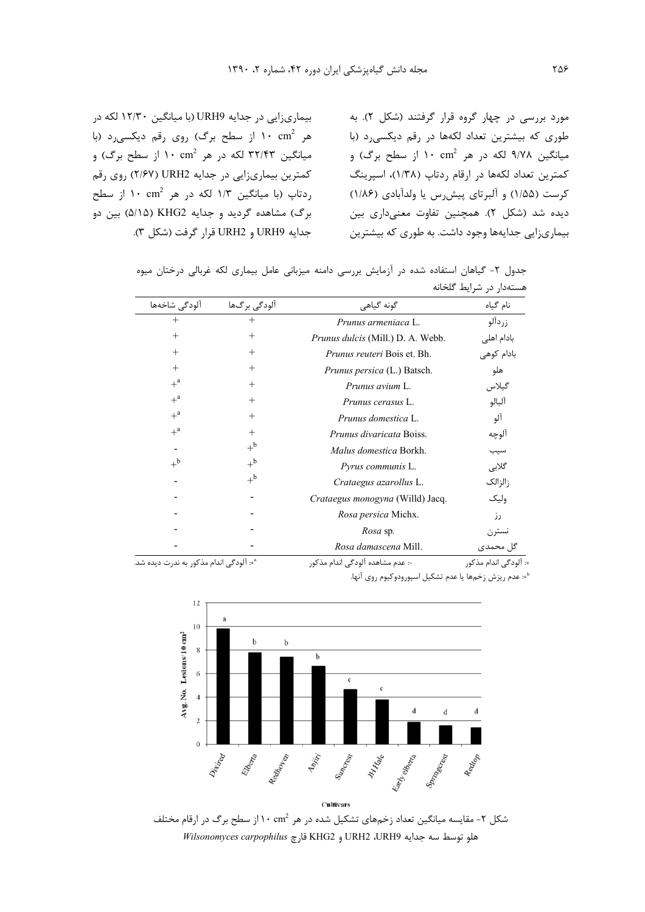مورد بررسی در چهار گروه قرار گرفتند (شکل ۲). به طوری که بیشترین تعداد لکه‌ها در رقم دیکسی‌رد (با میانگین ۹/۷۸ لکه در هر ۱۰ $cm^2$ از سطح برگ) و کمترین تعداد لکه‌ها در ارقام ردتاپ (۱/۳۸)، اسپرینگ کرست (۱/۵۵) و آلبرتای پیش‌رس یا ولدآبادی (۱/۸۶) دیده شد (شکل ۲). همچنین تفاوت معنی‌داری بین بیماری‌زایی جدایه‌ها وجود داشت. به طوری که بیشترین بیماری‌زایی در جدایه URH9 (با میانگین ۱۲/۳۰ لکه در هر ۱۰ $cm^2$ از سطح برگ) روی رقم دیکسی‌رد (با میانگین ۳۲/۴۳ لکه در هر ۱۰ $cm^2$ از سطح برگ) و کمترین بیماری‌زایی در جدایه URH2 (۲/۶۷) روی رقم ردتاپ (با میانگین ۱/۳ لکه در هر ۱۰ $cm^2$ از سطح برگ) مشاهده گردید و جدایه KHG2 (۵/۱۵) بین دو جدایه URH9 و URH2 قرار گرفت (شکل ۳).

جدول ۲- گیاهان استفاده شده در آزمایش بررسی دامنه میزبانی عامل بیماری لکه غربالی درختان میوه هسته‌دار در شرایط گلخانه

| نام گیاه | گونه گیاهی | آلودگی برگ‌ها | آلودگی شاخه‌ها |
|---|---|---|---|
| زردآلو | *Prunus armeniaca* L. | + | + |
| بادام اهلی | *Prunus dulcis* (Mill.) D. A. Webb. | + | + |
| بادام کوهی | *Prunus reuteri* Bois et. Bh. | + | + |
| هلو | *Prunus persica* (L.) Batsch. | + | + |
| گیلاس | *Prunus avium* L. | + | +[a] |
| آلبالو | *Prunus cerasus* L. | + | +[a] |
| آلو | *Prunus domestica* L. | + | +[a] |
| آلوچه | *Prunus divaricata* Boiss. | + | +[a] |
| سیب | *Malus domestica* Borkh. | +[b] | - |
| گلابی | *Pyrus communis* L. | +[b] | +[b] |
| زالزالک | *Crataegus azarollus* L. | +[b] | - |
| ولیک | *Crataegus monogyna* (Willd) Jacq. | - | - |
| رز | *Rosa persica* Michx. | - | - |
| نسترن | *Rosa* sp. | - | - |
| گل محمدی | *Rosa damascena* Mill. | - | - |

+: آلودگی اندام مذکور &nbsp;&nbsp; -: عدم مشاهده آلودگی اندام مذکور &nbsp;&nbsp; +[a]: آلودگی اندام مذکور به ندرت دیده شد.

+[b]: عدم ریزش زخم‌ها یا عدم تشکیل اسپورودوکیوم روی آنها.

شکل ۲- مقایسه میانگین تعداد زخم‌های تشکیل شده در هر ۱۰ $cm^2$ از سطح برگ در ارقام مختلف هلو توسط سه جدایه URH9، URH2 و KHG2 قارچ *Wilsonomyces carpophilus*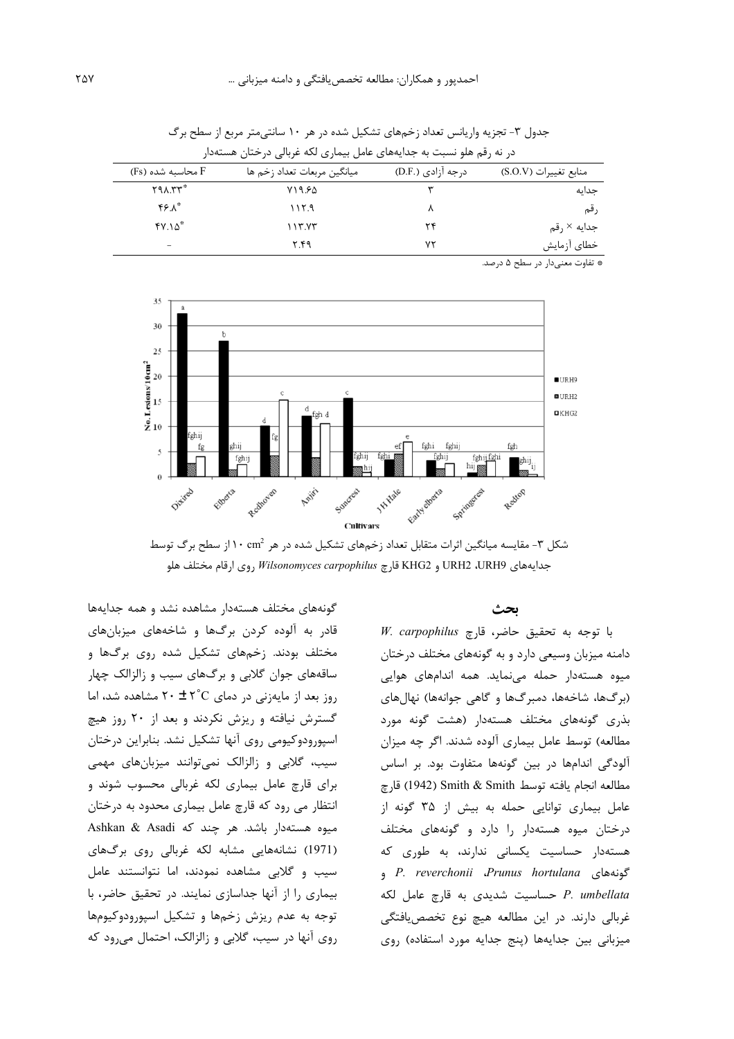جدول ۳- تجزیه واریانس تعداد زخم‌های تشکیل شده در هر ۱۰ سانتی‌متر مربع از سطح برگ در نه رقم هلو نسبت به جدایه‌های عامل بیماری لکه غربالی درختان هسته‌دار

| منابع تغییرات (S.O.V) | درجه آزادی (D.F.) | میانگین مربعات تعداد زخم ها | F محاسبه شده (Fs) |
|---|---|---|---|
| جدایه | ۳ | ۷۱۹.۶۵ | *۲۹۸.۳۳ |
| رقم | ۸ | ۱۱۲.۹ | *۴۶.۸ |
| جدایه × رقم | ۲۴ | ۱۱۳.۷۳ | *۴۷.۱۵ |
| خطای آزمایش | ۷۲ | ۲.۴۹ | - |

* تفاوت معنی‌دار در سطح ۵ درصد.

شکل ۳- مقایسه میانگین اثرات متقابل تعداد زخم‌های تشکیل شده در هر $10\ cm^2$ از سطح برگ توسط جدایه‌های URH9، URH2 و KHG2 قارچ *Wilsonomyces carpophilus* روی ارقام مختلف هلو

## بحث

با توجه به تحقیق حاضر، قارچ *W. carpophilus* دامنه میزبان وسیعی دارد و به گونه‌های مختلف درختان میوه هسته‌دار حمله می‌نماید. همه اندام‌های هوایی (برگ‌ها، شاخه‌ها، دمبرگ‌ها و گاهی جوانه‌ها) نهال‌های بذری گونه‌های مختلف هسته‌دار (هشت گونه مورد مطالعه) توسط عامل بیماری آلوده شدند. اگر چه میزان آلودگی اندام‌ها در بین گونه‌ها متفاوت بود. بر اساس مطالعه انجام یافته توسط Smith & Smith (1942) قارچ عامل بیماری توانایی حمله به بیش از ۳۵ گونه از درختان میوه هسته‌دار را دارد و گونه‌های مختلف هسته‌دار حساسیت یکسانی ندارند، به طوری که گونه‌های *Prunus hortulana*، *P. reverchonii* و *P. umbellata* حساسیت شدیدی به قارچ عامل لکه غربالی دارند. در این مطالعه هیچ نوع تخصص‌یافتگی میزبانی بین جدایه‌ها (پنج جدایه مورد استفاده) روی گونه‌های مختلف هسته‌دار مشاهده نشد و همه جدایه‌ها قادر به آلوده کردن برگ‌ها و شاخه‌های میزبان‌های مختلف بودند. زخم‌های تشکیل شده روی برگ‌ها و ساقه‌های جوان گلابی و برگ‌های سیب و زالزالک چهار روز بعد از مایه‌زنی در دمای $20 \pm 2^{\circ}C$ مشاهده شد، اما گسترش نیافته و ریزش نکردند و بعد از ۲۰ روز هیچ اسپورودوکیومی روی آنها تشکیل نشد. بنابراین درختان سیب، گلابی و زالزالک نمی‌توانند میزبان‌های مهمی برای قارچ عامل بیماری لکه غربالی محسوب شوند و انتظار می رود که قارچ عامل بیماری محدود به درختان میوه هسته‌دار باشد. هر چند که Ashkan & Asadi (1971) نشانه‌هایی مشابه لکه غربالی روی برگ‌های سیب و گلابی مشاهده نمودند، اما نتوانستند عامل بیماری را از آنها جداسازی نمایند. در تحقیق حاضر، با توجه به عدم ریزش زخم‌ها و تشکیل اسپورودوکیوم‌ها روی آنها در سیب، گلابی و زالزالک، احتمال می‌رود که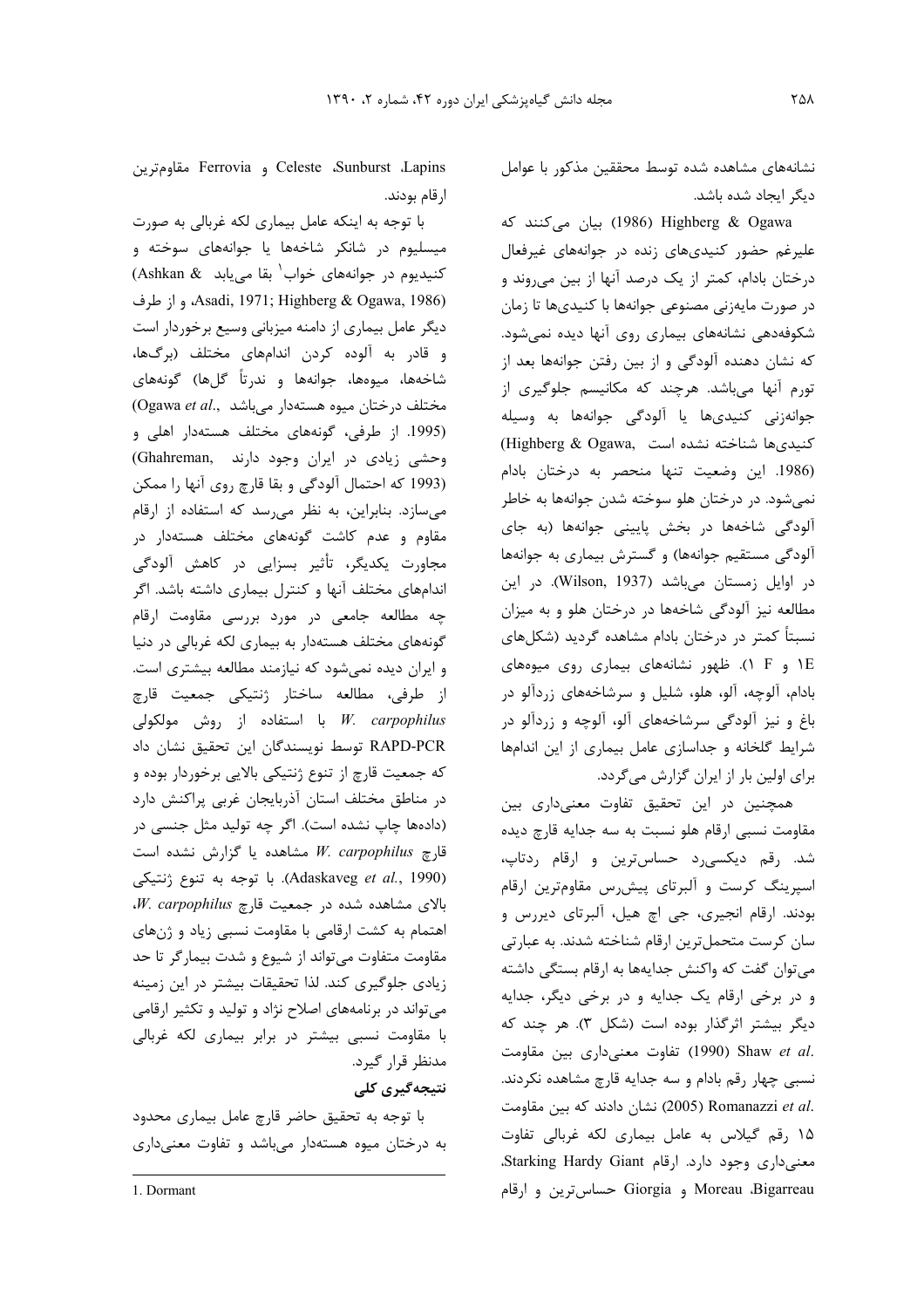نشانه‌های مشاهده شده توسط محققین مذکور با عوامل دیگر ایجاد شده باشد.

Highberg & Ogawa (1986) بیان می‌کنند که علیرغم حضور کنیدی‌های زنده در جوانه‌های غیرفعال درختان بادام، کمتر از یک درصد آنها از بین می‌روند و در صورت مایه‌زنی مصنوعی جوانه‌ها با کنیدی‌ها تا زمان شکوفه‌دهی نشانه‌های بیماری روی آنها دیده نمی‌شود. که نشان دهنده آلودگی و از بین رفتن جوانه‌ها بعد از تورم آنها می‌باشد. هرچند که مکانیسم جلوگیری از جوانه‌زنی کنیدی‌ها یا آلودگی جوانه‌ها به وسیله کنیدی‌ها شناخته نشده است (Highberg & Ogawa, 1986). این وضعیت تنها منحصر به درختان بادام نمی‌شود. در درختان هلو سوخته شدن جوانه‌ها به خاطر آلودگی شاخه‌ها در بخش پایینی جوانه‌ها (به جای آلودگی مستقیم جوانه‌ها) و گسترش بیماری به جوانه‌ها در اوایل زمستان می‌باشد (Wilson, 1937). در این مطالعه نیز آلودگی شاخه‌ها در درختان هلو و به میزان نسبتاً کمتر در درختان بادام مشاهده گردید (شکل‌های ۱E و F ۱). ظهور نشانه‌های بیماری روی میوه‌های بادام، آلوچه، آلو، هلو، شلیل و سرشاخه‌های زردآلو در باغ و نیز آلودگی سرشاخه‌های آلو، آلوچه و زردآلو در شرایط گلخانه و جداسازی عامل بیماری از این اندام‌ها برای اولین بار از ایران گزارش می‌گردد.

همچنین در این تحقیق تفاوت معنی‌داری بین مقاومت نسبی ارقام هلو نسبت به سه جدایه قارچ دیده شد. رقم دیکسی‌رد حساس‌ترین و ارقام ردتاپ، اسپرینگ کرست و آلبرتای پیش‌رس مقاوم‌ترین ارقام بودند. ارقام انجیری، جی اچ هیل، آلبرتای دیررس و سان کرست متحمل‌ترین ارقام شناخته شدند. به عبارتی می‌توان گفت که واکنش جدایه‌ها به ارقام بستگی داشته و در برخی ارقام یک جدایه و در برخی دیگر، جدایه دیگر بیشتر اثرگذار بوده است (شکل ۳). هر چند که Shaw *et al.* (1990) تفاوت معنی‌داری بین مقاومت نسبی چهار رقم بادام و سه جدایه قارچ مشاهده نکردند. Romanazzi *et al.* (2005) نشان دادند که بین مقاومت ۱۵ رقم گیلاس به عامل بیماری لکه غربالی تفاوت معنی‌داری وجود دارد. ارقام Starking Hardy Giant، Bigarreau، Moreau و Giorgia حساس‌ترین و ارقام Lapins، Sunburst، Celeste و Ferrovia مقاوم‌ترین ارقام بودند.

با توجه به اینکه عامل بیماری لکه غربالی به صورت میسلیوم در شانکر شاخه‌ها یا جوانه‌های سوخته و کنیدیوم در جوانه‌های خواب[1] بقا می‌یابد (Ashkan & Asadi, 1971; Highberg & Ogawa, 1986)، و از طرف دیگر عامل بیماری از دامنه میزبانی وسیع برخوردار است و قادر به آلوده کردن اندام‌های مختلف (برگ‌ها، شاخه‌ها، میوه‌ها، جوانه‌ها و ندرتاً گل‌ها) گونه‌های مختلف درختان میوه هسته‌دار می‌باشد (Ogawa *et al.*, 1995). از طرفی، گونه‌های مختلف هسته‌دار اهلی و وحشی زیادی در ایران وجود دارند (Ghahreman, 1993) که احتمال آلودگی و بقا قارچ روی آنها را ممکن می‌سازد. بنابراین، به نظر می‌رسد که استفاده از ارقام مقاوم و عدم کاشت گونه‌های مختلف هسته‌دار در مجاورت یکدیگر، تأثیر بسزایی در کاهش آلودگی اندام‌های مختلف آنها و کنترل بیماری داشته باشد. اگر چه مطالعه جامعی در مورد بررسی مقاومت ارقام گونه‌های مختلف هسته‌دار به بیماری لکه غربالی در دنیا و ایران دیده نمی‌شود که نیازمند مطالعه بیشتری است. از طرفی، مطالعه ساختار ژنتیکی جمعیت قارچ *W. carpophilus* با استفاده از روش مولکولی RAPD-PCR توسط نویسندگان این تحقیق نشان داد که جمعیت قارچ از تنوع ژنتیکی بالایی برخوردار بوده و در مناطق مختلف استان آذربایجان غربی پراکنش دارد (داده‌ها چاپ نشده است). اگر چه تولید مثل جنسی در قارچ *W. carpophilus* مشاهده یا گزارش نشده است (Adaskaveg *et al.*, 1990). با توجه به تنوع ژنتیکی بالای مشاهده شده در جمعیت قارچ *W. carpophilus*، اهتمام به کشت ارقامی با مقاومت نسبی زیاد و ژن‌های مقاومت متفاوت می‌تواند از شیوع و شدت بیمارگر تا حد زیادی جلوگیری کند. لذا تحقیقات بیشتر در این زمینه می‌تواند در برنامه‌های اصلاح نژاد و تولید و تکثیر ارقامی با مقاومت نسبی بیشتر در برابر بیماری لکه غربالی مدنظر قرار گیرد.

## نتیجه‌گیری کلی

با توجه به تحقیق حاضر قارچ عامل بیماری محدود به درختان میوه هسته‌دار می‌باشد و تفاوت معنی‌داری

---

1. Dormant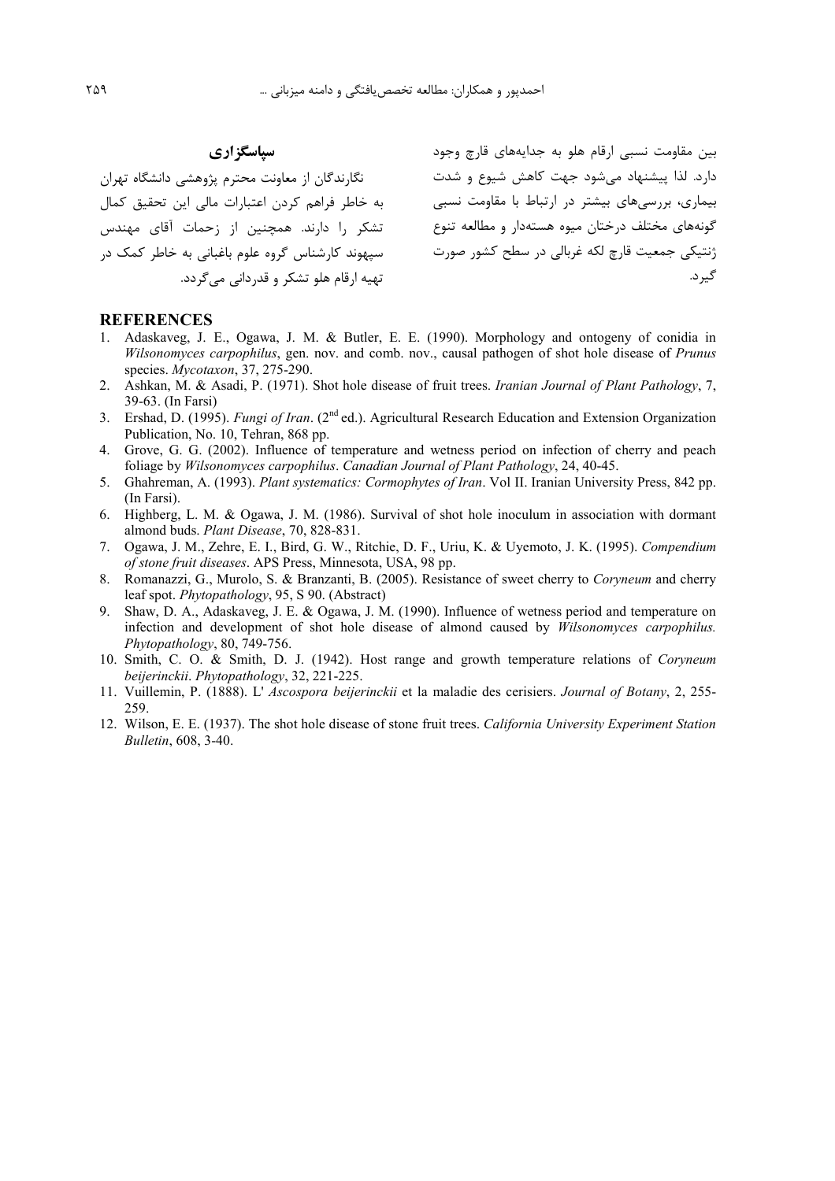بین مقاومت نسبی ارقام هلو به جدایه‌های قارچ وجود دارد. لذا پیشنهاد می‌شود جهت کاهش شیوع و شدت بیماری، بررسی‌های بیشتر در ارتباط با مقاومت نسبی گونه‌های مختلف درختان میوه هسته‌دار و مطالعه تنوع ژنتیکی جمعیت قارچ لکه غربالی در سطح کشور صورت گیرد.

## سپاسگزاری

نگارندگان از معاونت محترم پژوهشی دانشگاه تهران به خاطر فراهم کردن اعتبارات مالی این تحقیق کمال تشکر را دارند. همچنین از زحمات آقای مهندس سپهوند کارشناس گروه علوم باغبانی به خاطر کمک در تهیه ارقام هلو تشکر و قدردانی می‌گردد.

## REFERENCES

1. Adaskaveg, J. E., Ogawa, J. M. & Butler, E. E. (1990). Morphology and ontogeny of conidia in *Wilsonomyces carpophilus*, gen. nov. and comb. nov., causal pathogen of shot hole disease of *Prunus* species. *Mycotaxon*, 37, 275-290.
2. Ashkan, M. & Asadi, P. (1971). Shot hole disease of fruit trees. *Iranian Journal of Plant Pathology*, 7, 39-63. (In Farsi)
3. Ershad, D. (1995). *Fungi of Iran*. (2nd ed.). Agricultural Research Education and Extension Organization Publication, No. 10, Tehran, 868 pp.
4. Grove, G. G. (2002). Influence of temperature and wetness period on infection of cherry and peach foliage by *Wilsonomyces carpophilus*. *Canadian Journal of Plant Pathology*, 24, 40-45.
5. Ghahreman, A. (1993). *Plant systematics: Cormophytes of Iran*. Vol II. Iranian University Press, 842 pp. (In Farsi).
6. Highberg, L. M. & Ogawa, J. M. (1986). Survival of shot hole inoculum in association with dormant almond buds. *Plant Disease*, 70, 828-831.
7. Ogawa, J. M., Zehre, E. I., Bird, G. W., Ritchie, D. F., Uriu, K. & Uyemoto, J. K. (1995). *Compendium of stone fruit diseases*. APS Press, Minnesota, USA, 98 pp.
8. Romanazzi, G., Murolo, S. & Branzanti, B. (2005). Resistance of sweet cherry to *Coryneum* and cherry leaf spot. *Phytopathology*, 95, S 90. (Abstract)
9. Shaw, D. A., Adaskaveg, J. E. & Ogawa, J. M. (1990). Influence of wetness period and temperature on infection and development of shot hole disease of almond caused by *Wilsonomyces carpophilus. Phytopathology*, 80, 749-756.
10. Smith, C. O. & Smith, D. J. (1942). Host range and growth temperature relations of *Coryneum beijerinckii*. *Phytopathology*, 32, 221-225.
11. Vuillemin, P. (1888). L' *Ascospora beijerinckii* et la maladie des cerisiers. *Journal of Botany*, 2, 255-259.
12. Wilson, E. E. (1937). The shot hole disease of stone fruit trees. *California University Experiment Station Bulletin*, 608, 3-40.